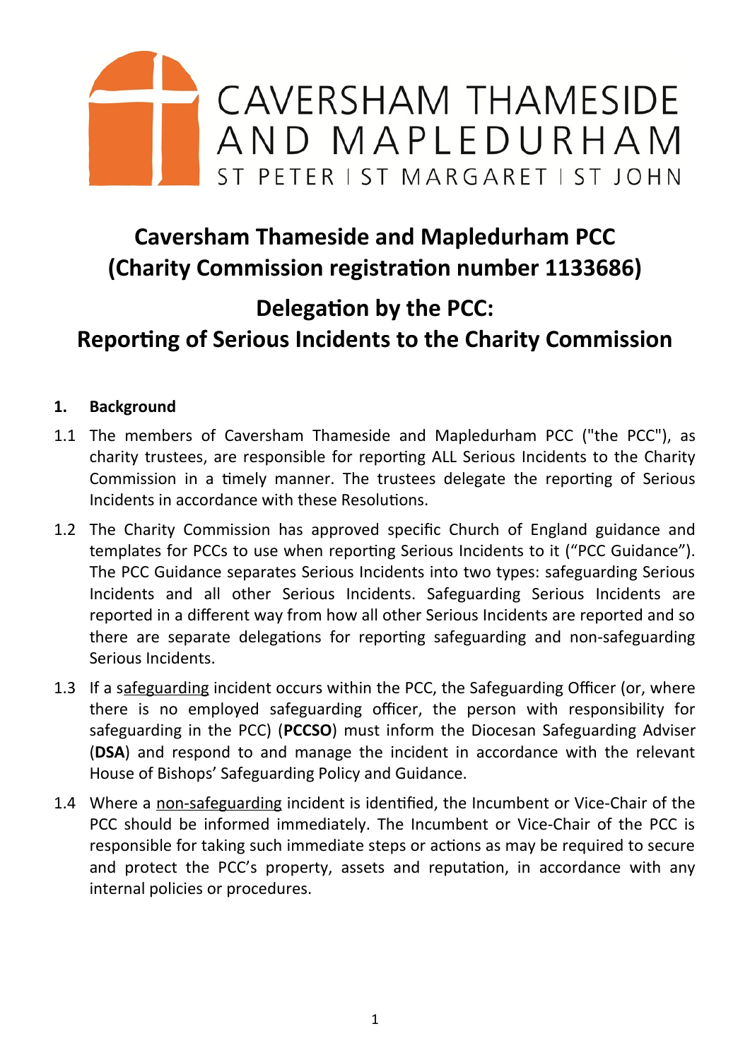CAVERSHAM THAMESIDE AND MAPLEDURHAM

ST PETER | ST MARGARET | ST JOHN

# Caversham Thameside and Mapledurham PCC (Charity Commission registration number 1133686)

# Delegation by the PCC: Reporting of Serious Incidents to the Charity Commission

## 1. Background

1.1 The members of Caversham Thameside and Mapledurham PCC ("the PCC"), as charity trustees, are responsible for reporting ALL Serious Incidents to the Charity Commission in a timely manner. The trustees delegate the reporting of Serious Incidents in accordance with these Resolutions.

1.2 The Charity Commission has approved specific Church of England guidance and templates for PCCs to use when reporting Serious Incidents to it ("PCC Guidance"). The PCC Guidance separates Serious Incidents into two types: safeguarding Serious Incidents and all other Serious Incidents. Safeguarding Serious Incidents are reported in a different way from how all other Serious Incidents are reported and so there are separate delegations for reporting safeguarding and non-safeguarding Serious Incidents.

1.3 If a safeguarding incident occurs within the PCC, the Safeguarding Officer (or, where there is no employed safeguarding officer, the person with responsibility for safeguarding in the PCC) (**PCCSO**) must inform the Diocesan Safeguarding Adviser (**DSA**) and respond to and manage the incident in accordance with the relevant House of Bishops' Safeguarding Policy and Guidance.

1.4 Where a non-safeguarding incident is identified, the Incumbent or Vice-Chair of the PCC should be informed immediately. The Incumbent or Vice-Chair of the PCC is responsible for taking such immediate steps or actions as may be required to secure and protect the PCC's property, assets and reputation, in accordance with any internal policies or procedures.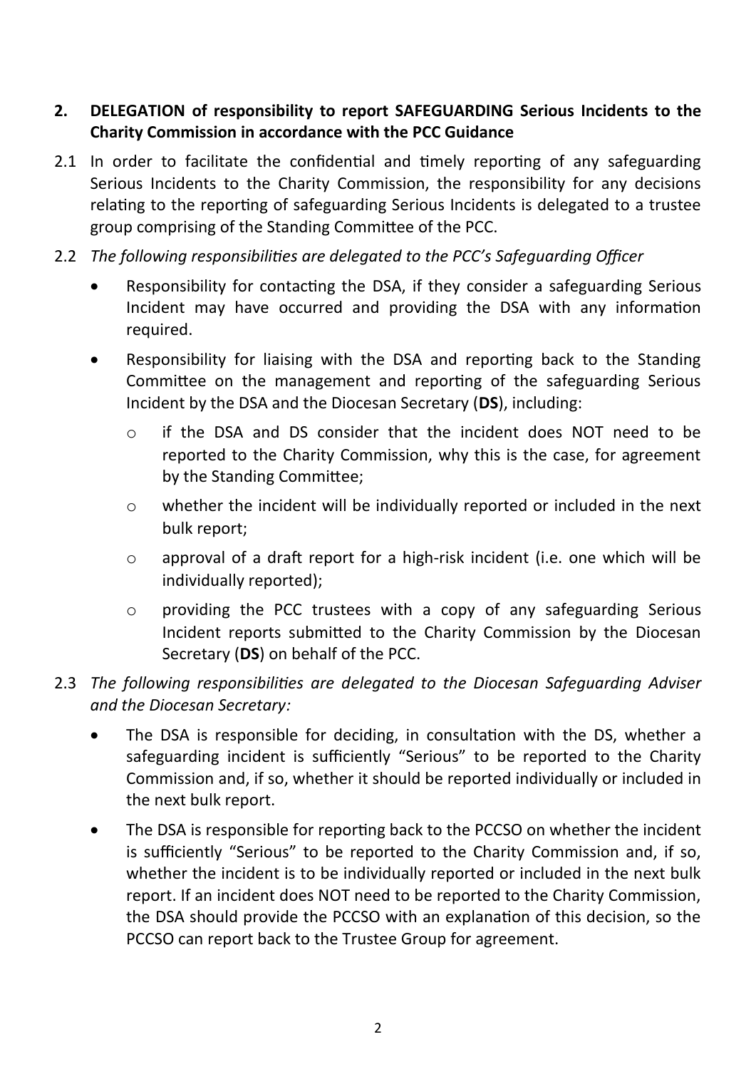## 2. DELEGATION of responsibility to report SAFEGUARDING Serious Incidents to the Charity Commission in accordance with the PCC Guidance

2.1 In order to facilitate the confidential and timely reporting of any safeguarding Serious Incidents to the Charity Commission, the responsibility for any decisions relating to the reporting of safeguarding Serious Incidents is delegated to a trustee group comprising of the Standing Committee of the PCC.

2.2 *The following responsibilities are delegated to the PCC's Safeguarding Officer*

- Responsibility for contacting the DSA, if they consider a safeguarding Serious Incident may have occurred and providing the DSA with any information required.
- Responsibility for liaising with the DSA and reporting back to the Standing Committee on the management and reporting of the safeguarding Serious Incident by the DSA and the Diocesan Secretary (**DS**), including:
    - if the DSA and DS consider that the incident does NOT need to be reported to the Charity Commission, why this is the case, for agreement by the Standing Committee;
    - whether the incident will be individually reported or included in the next bulk report;
    - approval of a draft report for a high-risk incident (i.e. one which will be individually reported);
    - providing the PCC trustees with a copy of any safeguarding Serious Incident reports submitted to the Charity Commission by the Diocesan Secretary (**DS**) on behalf of the PCC.

2.3 *The following responsibilities are delegated to the Diocesan Safeguarding Adviser and the Diocesan Secretary:*

- The DSA is responsible for deciding, in consultation with the DS, whether a safeguarding incident is sufficiently "Serious" to be reported to the Charity Commission and, if so, whether it should be reported individually or included in the next bulk report.
- The DSA is responsible for reporting back to the PCCSO on whether the incident is sufficiently "Serious" to be reported to the Charity Commission and, if so, whether the incident is to be individually reported or included in the next bulk report. If an incident does NOT need to be reported to the Charity Commission, the DSA should provide the PCCSO with an explanation of this decision, so the PCCSO can report back to the Trustee Group for agreement.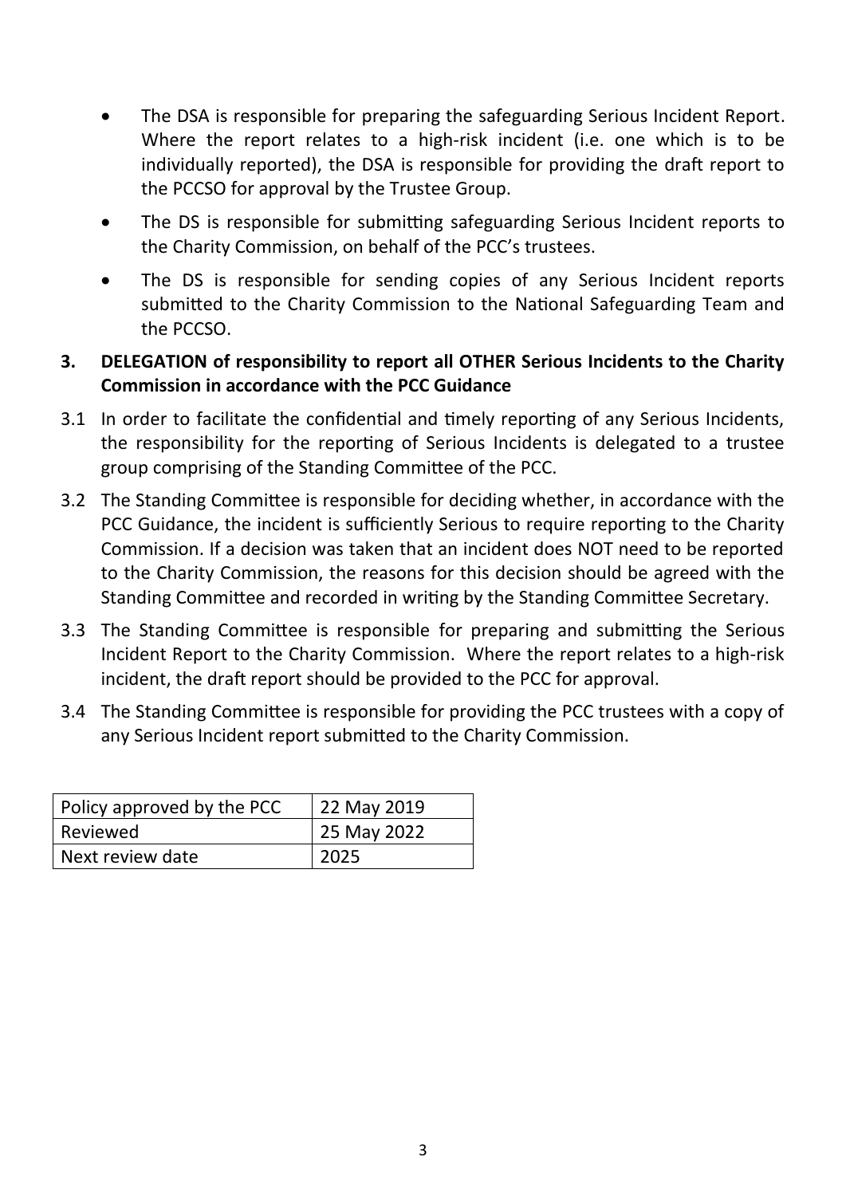- The DSA is responsible for preparing the safeguarding Serious Incident Report. Where the report relates to a high-risk incident (i.e. one which is to be individually reported), the DSA is responsible for providing the draft report to the PCCSO for approval by the Trustee Group.
- The DS is responsible for submitting safeguarding Serious Incident reports to the Charity Commission, on behalf of the PCC's trustees.
- The DS is responsible for sending copies of any Serious Incident reports submitted to the Charity Commission to the National Safeguarding Team and the PCCSO.

**3. DELEGATION of responsibility to report all OTHER Serious Incidents to the Charity Commission in accordance with the PCC Guidance**

3.1 In order to facilitate the confidential and timely reporting of any Serious Incidents, the responsibility for the reporting of Serious Incidents is delegated to a trustee group comprising of the Standing Committee of the PCC.

3.2 The Standing Committee is responsible for deciding whether, in accordance with the PCC Guidance, the incident is sufficiently Serious to require reporting to the Charity Commission. If a decision was taken that an incident does NOT need to be reported to the Charity Commission, the reasons for this decision should be agreed with the Standing Committee and recorded in writing by the Standing Committee Secretary.

3.3 The Standing Committee is responsible for preparing and submitting the Serious Incident Report to the Charity Commission. Where the report relates to a high-risk incident, the draft report should be provided to the PCC for approval.

3.4 The Standing Committee is responsible for providing the PCC trustees with a copy of any Serious Incident report submitted to the Charity Commission.

| | |
|---|---|
| Policy approved by the PCC | 22 May 2019 |
| Reviewed | 25 May 2022 |
| Next review date | 2025 |